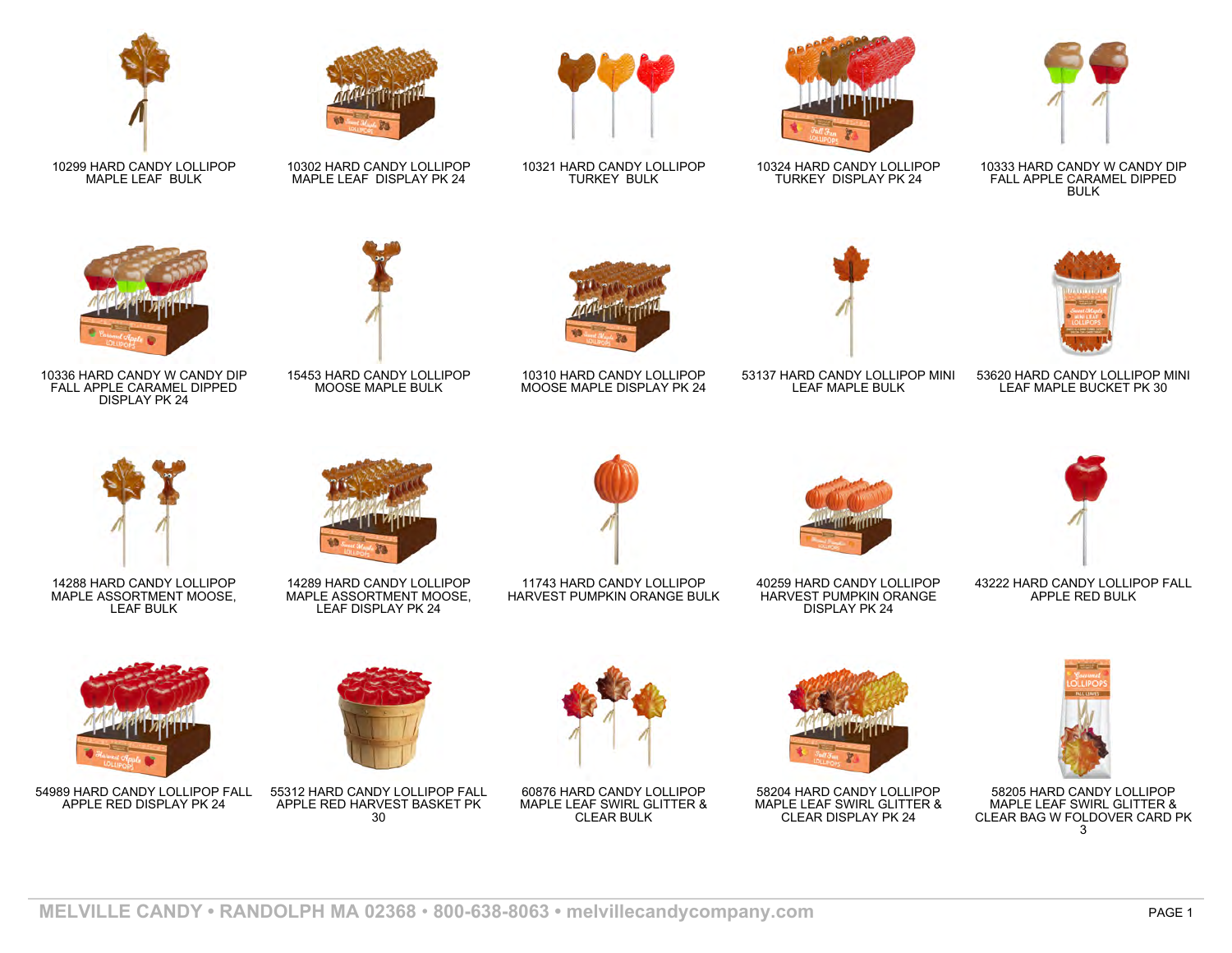10299 HARD CANDY LOLLIPOP MAPLE LEAF BULK

10302 HARD CANDY LOLLIPOP MAPLE LEAF DISPLAY PK 24

10321 HARD CANDY LOLLIPOP TURKEY BULK

10324 HARD CANDY LOLLIPOP TURKEY DISPLAY PK 24

10333 HARD CANDY W CANDY DIP FALL APPLE CARAMEL DIPPED BULK

10336 HARD CANDY W CANDY DIP FALL APPLE CARAMEL DIPPED DISPLAY PK 24

15453 HARD CANDY LOLLIPOP MOOSE MAPLE BULK

10310 HARD CANDY LOLLIPOP MOOSE MAPLE DISPLAY PK 24

53137 HARD CANDY LOLLIPOP MINI LEAF MAPLE BULK

53620 HARD CANDY LOLLIPOP MINI LEAF MAPLE BUCKET PK 30

14288 HARD CANDY LOLLIPOP MAPLE ASSORTMENT MOOSE, LEAF BULK

14289 HARD CANDY LOLLIPOP MAPLE ASSORTMENT MOOSE, LEAF DISPLAY PK 24

11743 HARD CANDY LOLLIPOP HARVEST PUMPKIN ORANGE BULK

40259 HARD CANDY LOLLIPOP HARVEST PUMPKIN ORANGE DISPLAY PK 24

43222 HARD CANDY LOLLIPOP FALL APPLE RED BULK

54989 HARD CANDY LOLLIPOP FALL APPLE RED DISPLAY PK 24

55312 HARD CANDY LOLLIPOP FALL APPLE RED HARVEST BASKET PK 30

60876 HARD CANDY LOLLIPOP MAPLE LEAF SWIRL GLITTER & CLEAR BULK

58204 HARD CANDY LOLLIPOP MAPLE LEAF SWIRL GLITTER & CLEAR DISPLAY PK 24

58205 HARD CANDY LOLLIPOP MAPLE LEAF SWIRL GLITTER & CLEAR BAG W FOLDOVER CARD PK 3

MELVILLE CANDY • RANDOLPH MA 02368 • 800-638-8063 • melvillecandycompany.com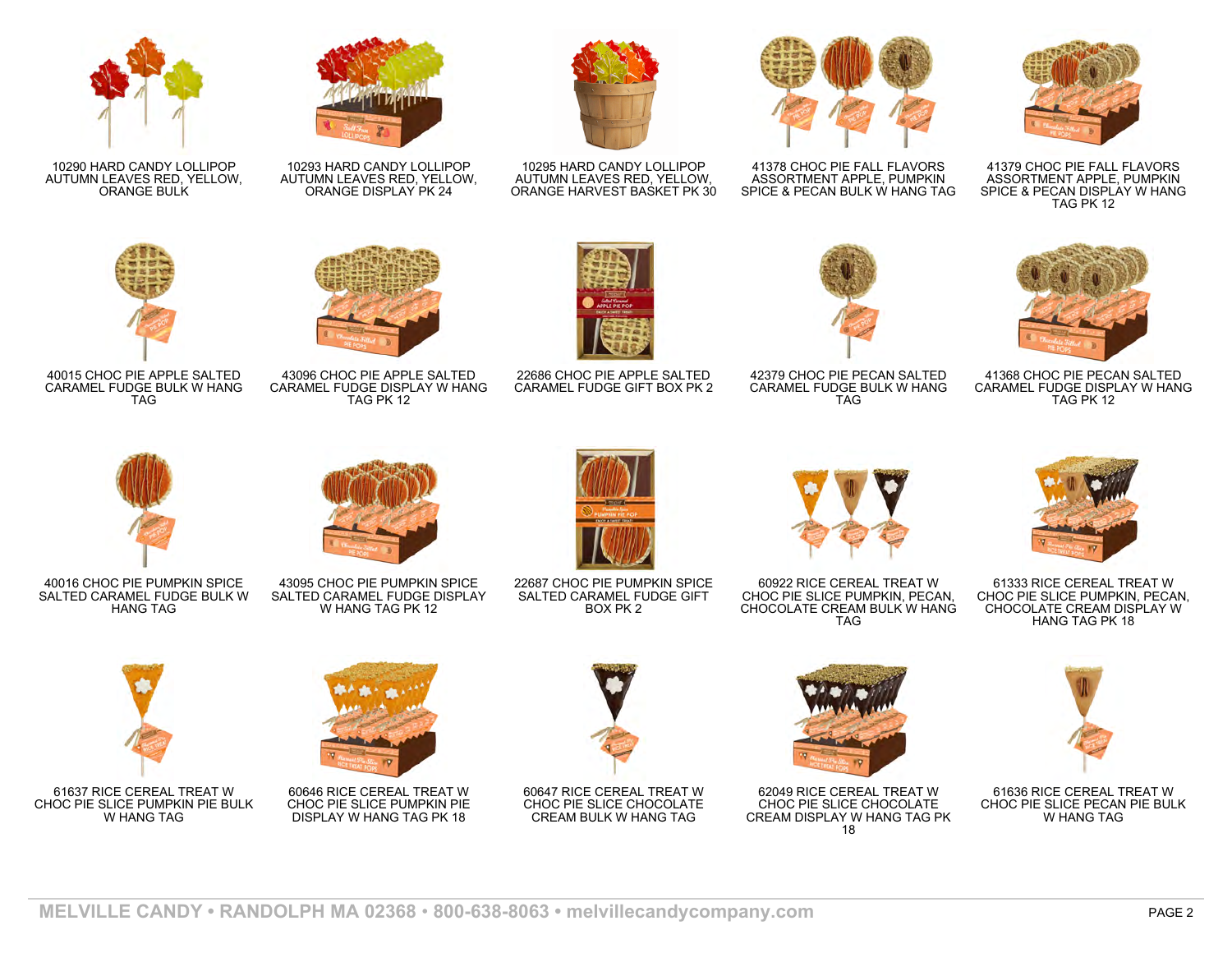10290 HARD CANDY LOLLIPOP AUTUMN LEAVES RED, YELLOW, ORANGE BULK

10293 HARD CANDY LOLLIPOP AUTUMN LEAVES RED, YELLOW, ORANGE DISPLAY PK 24

10295 HARD CANDY LOLLIPOP AUTUMN LEAVES RED, YELLOW, ORANGE HARVEST BASKET PK 30

41378 CHOC PIE FALL FLAVORS ASSORTMENT APPLE, PUMPKIN SPICE & PECAN BULK W HANG TAG

41379 CHOC PIE FALL FLAVORS ASSORTMENT APPLE, PUMPKIN SPICE & PECAN DISPLAY W HANG TAG PK 12

40015 CHOC PIE APPLE SALTED CARAMEL FUDGE BULK W HANG TAG

43096 CHOC PIE APPLE SALTED CARAMEL FUDGE DISPLAY W HANG TAG PK 12

22686 CHOC PIE APPLE SALTED CARAMEL FUDGE GIFT BOX PK 2

42379 CHOC PIE PECAN SALTED CARAMEL FUDGE BULK W HANG TAG

41368 CHOC PIE PECAN SALTED CARAMEL FUDGE DISPLAY W HANG TAG PK 12

40016 CHOC PIE PUMPKIN SPICE SALTED CARAMEL FUDGE BULK W HANG TAG

43095 CHOC PIE PUMPKIN SPICE SALTED CARAMEL FUDGE DISPLAY W HANG TAG PK 12

22687 CHOC PIE PUMPKIN SPICE SALTED CARAMEL FUDGE GIFT BOX PK 2

60922 RICE CEREAL TREAT W CHOC PIE SLICE PUMPKIN, PECAN, CHOCOLATE CREAM BULK W HANG TAG

61333 RICE CEREAL TREAT W CHOC PIE SLICE PUMPKIN, PECAN, CHOCOLATE CREAM DISPLAY W HANG TAG PK 18

61637 RICE CEREAL TREAT W CHOC PIE SLICE PUMPKIN PIE BULK W HANG TAG

60646 RICE CEREAL TREAT W CHOC PIE SLICE PUMPKIN PIE DISPLAY W HANG TAG PK 18

60647 RICE CEREAL TREAT W CHOC PIE SLICE CHOCOLATE CREAM BULK W HANG TAG

62049 RICE CEREAL TREAT W CHOC PIE SLICE CHOCOLATE CREAM DISPLAY W HANG TAG PK 18

61636 RICE CEREAL TREAT W CHOC PIE SLICE PECAN PIE BULK W HANG TAG

MELVILLE CANDY • RANDOLPH MA 02368 • 800-638-8063 • melvillecandycompany.com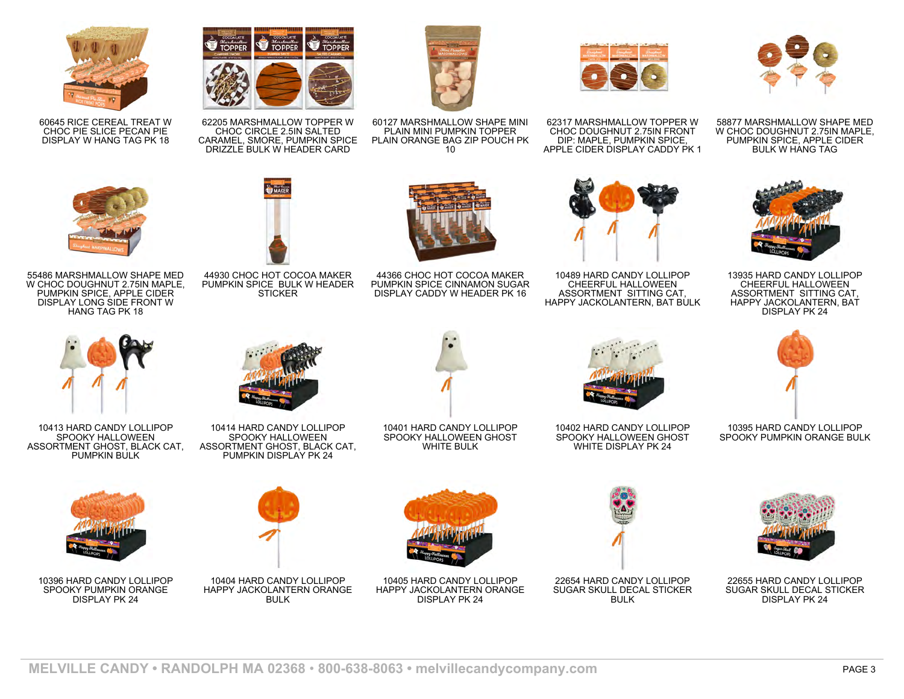60645 RICE CEREAL TREAT W CHOC PIE SLICE PECAN PIE DISPLAY W HANG TAG PK 18

62205 MARSHMALLOW TOPPER W CHOC CIRCLE 2.5IN SALTED CARAMEL, SMORE, PUMPKIN SPICE DRIZZLE BULK W HEADER CARD

60127 MARSHMALLOW SHAPE MINI PLAIN MINI PUMPKIN TOPPER PLAIN ORANGE BAG ZIP POUCH PK 10

62317 MARSHMALLOW TOPPER W CHOC DOUGHNUT 2.75IN FRONT DIP: MAPLE, PUMPKIN SPICE, APPLE CIDER DISPLAY CADDY PK 1

58877 MARSHMALLOW SHAPE MED W CHOC DOUGHNUT 2.75IN MAPLE, PUMPKIN SPICE, APPLE CIDER BULK W HANG TAG

55486 MARSHMALLOW SHAPE MED W CHOC DOUGHNUT 2.75IN MAPLE, PUMPKIN SPICE, APPLE CIDER DISPLAY LONG SIDE FRONT W HANG TAG PK 18

44930 CHOC HOT COCOA MAKER PUMPKIN SPICE BULK W HEADER STICKER

44366 CHOC HOT COCOA MAKER PUMPKIN SPICE CINNAMON SUGAR DISPLAY CADDY W HEADER PK 16

10489 HARD CANDY LOLLIPOP CHEERFUL HALLOWEEN ASSORTMENT SITTING CAT, HAPPY JACKOLANTERN, BAT BULK

13935 HARD CANDY LOLLIPOP CHEERFUL HALLOWEEN ASSORTMENT SITTING CAT, HAPPY JACKOLANTERN, BAT DISPLAY PK 24

10413 HARD CANDY LOLLIPOP SPOOKY HALLOWEEN ASSORTMENT GHOST, BLACK CAT, PUMPKIN BULK

10414 HARD CANDY LOLLIPOP SPOOKY HALLOWEEN ASSORTMENT GHOST, BLACK CAT, PUMPKIN DISPLAY PK 24

10401 HARD CANDY LOLLIPOP SPOOKY HALLOWEEN GHOST WHITE BULK

10402 HARD CANDY LOLLIPOP SPOOKY HALLOWEEN GHOST WHITE DISPLAY PK 24

10395 HARD CANDY LOLLIPOP SPOOKY PUMPKIN ORANGE BULK

10396 HARD CANDY LOLLIPOP SPOOKY PUMPKIN ORANGE DISPLAY PK 24

10404 HARD CANDY LOLLIPOP HAPPY JACKOLANTERN ORANGE BULK

10405 HARD CANDY LOLLIPOP HAPPY JACKOLANTERN ORANGE DISPLAY PK 24

22654 HARD CANDY LOLLIPOP SUGAR SKULL DECAL STICKER BULK

22655 HARD CANDY LOLLIPOP SUGAR SKULL DECAL STICKER DISPLAY PK 24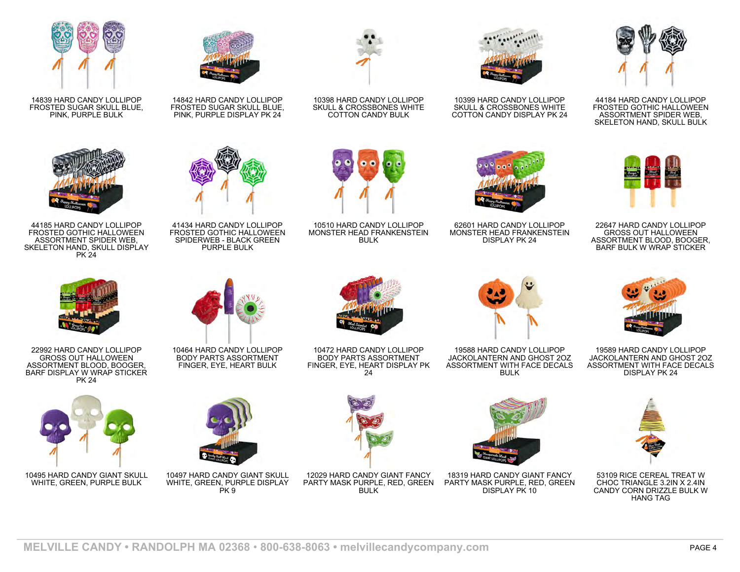14839 HARD CANDY LOLLIPOP FROSTED SUGAR SKULL BLUE, PINK, PURPLE BULK

14842 HARD CANDY LOLLIPOP FROSTED SUGAR SKULL BLUE, PINK, PURPLE DISPLAY PK 24

10398 HARD CANDY LOLLIPOP SKULL & CROSSBONES WHITE COTTON CANDY BULK

10399 HARD CANDY LOLLIPOP SKULL & CROSSBONES WHITE COTTON CANDY DISPLAY PK 24

44184 HARD CANDY LOLLIPOP FROSTED GOTHIC HALLOWEEN ASSORTMENT SPIDER WEB, SKELETON HAND, SKULL BULK

44185 HARD CANDY LOLLIPOP FROSTED GOTHIC HALLOWEEN ASSORTMENT SPIDER WEB, SKELETON HAND, SKULL DISPLAY PK 24

41434 HARD CANDY LOLLIPOP FROSTED GOTHIC HALLOWEEN SPIDERWEB - BLACK GREEN PURPLE BULK

10510 HARD CANDY LOLLIPOP MONSTER HEAD FRANKENSTEIN BULK

62601 HARD CANDY LOLLIPOP MONSTER HEAD FRANKENSTEIN DISPLAY PK 24

22647 HARD CANDY LOLLIPOP GROSS OUT HALLOWEEN ASSORTMENT BLOOD, BOOGER, BARF BULK W WRAP STICKER

22992 HARD CANDY LOLLIPOP GROSS OUT HALLOWEEN ASSORTMENT BLOOD, BOOGER, BARF DISPLAY W WRAP STICKER PK 24

10464 HARD CANDY LOLLIPOP BODY PARTS ASSORTMENT FINGER, EYE, HEART BULK

10472 HARD CANDY LOLLIPOP BODY PARTS ASSORTMENT FINGER, EYE, HEART DISPLAY PK 24

19588 HARD CANDY LOLLIPOP JACKOLANTERN AND GHOST 2OZ ASSORTMENT WITH FACE DECALS BULK

19589 HARD CANDY LOLLIPOP JACKOLANTERN AND GHOST 2OZ ASSORTMENT WITH FACE DECALS DISPLAY PK 24

10495 HARD CANDY GIANT SKULL WHITE, GREEN, PURPLE BULK

10497 HARD CANDY GIANT SKULL WHITE, GREEN, PURPLE DISPLAY PK 9

12029 HARD CANDY GIANT FANCY PARTY MASK PURPLE, RED, GREEN BULK

18319 HARD CANDY GIANT FANCY PARTY MASK PURPLE, RED, GREEN DISPLAY PK 10

53109 RICE CEREAL TREAT W CHOC TRIANGLE 3.2IN X 2.4IN CANDY CORN DRIZZLE BULK W HANG TAG

MELVILLE CANDY • RANDOLPH MA 02368 • 800-638-8063 • melvillecandycompany.com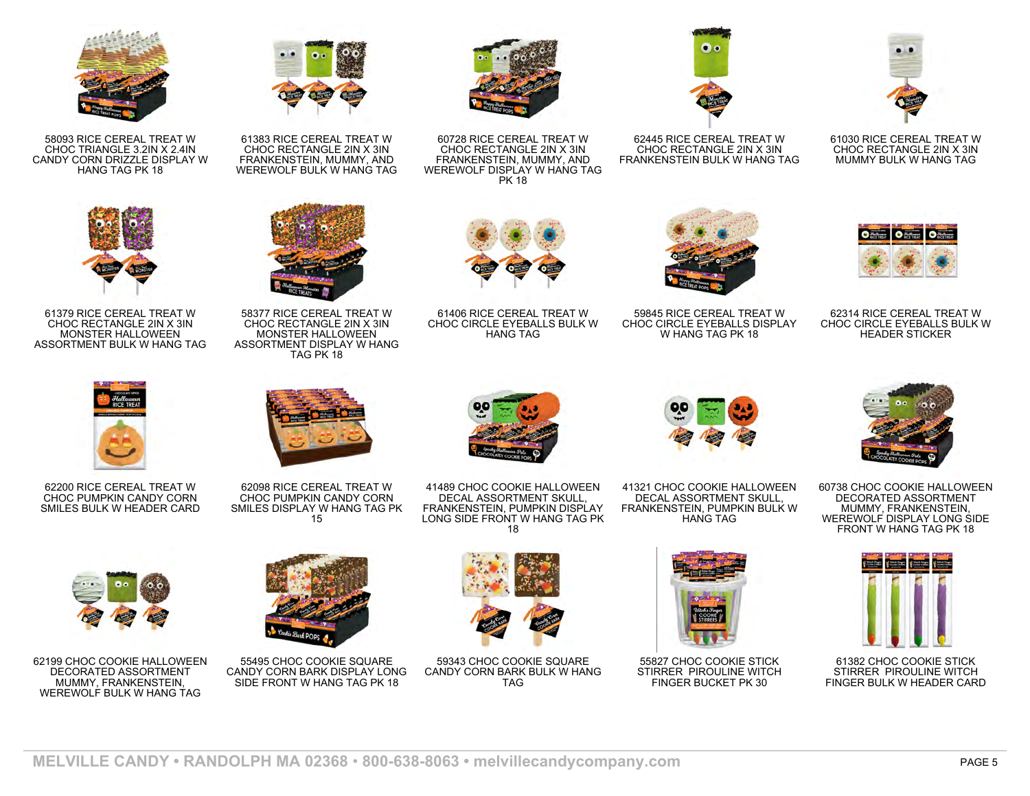58093 RICE CEREAL TREAT W CHOC TRIANGLE 3.2IN X 2.4IN CANDY CORN DRIZZLE DISPLAY W HANG TAG PK 18

61383 RICE CEREAL TREAT W CHOC RECTANGLE 2IN X 3IN FRANKENSTEIN, MUMMY, AND WEREWOLF BULK W HANG TAG

60728 RICE CEREAL TREAT W CHOC RECTANGLE 2IN X 3IN FRANKENSTEIN, MUMMY, AND WEREWOLF DISPLAY W HANG TAG PK 18

62445 RICE CEREAL TREAT W CHOC RECTANGLE 2IN X 3IN FRANKENSTEIN BULK W HANG TAG

61030 RICE CEREAL TREAT W CHOC RECTANGLE 2IN X 3IN MUMMY BULK W HANG TAG

61379 RICE CEREAL TREAT W CHOC RECTANGLE 2IN X 3IN MONSTER HALLOWEEN ASSORTMENT BULK W HANG TAG

58377 RICE CEREAL TREAT W CHOC RECTANGLE 2IN X 3IN MONSTER HALLOWEEN ASSORTMENT DISPLAY W HANG TAG PK 18

61406 RICE CEREAL TREAT W CHOC CIRCLE EYEBALLS BULK W HANG TAG

59845 RICE CEREAL TREAT W CHOC CIRCLE EYEBALLS DISPLAY W HANG TAG PK 18

62314 RICE CEREAL TREAT W CHOC CIRCLE EYEBALLS BULK W HEADER STICKER

62200 RICE CEREAL TREAT W CHOC PUMPKIN CANDY CORN SMILES BULK W HEADER CARD

62098 RICE CEREAL TREAT W CHOC PUMPKIN CANDY CORN SMILES DISPLAY W HANG TAG PK 15

41489 CHOC COOKIE HALLOWEEN DECAL ASSORTMENT SKULL, FRANKENSTEIN, PUMPKIN DISPLAY LONG SIDE FRONT W HANG TAG PK 18

41321 CHOC COOKIE HALLOWEEN DECAL ASSORTMENT SKULL, FRANKENSTEIN, PUMPKIN BULK W HANG TAG

60738 CHOC COOKIE HALLOWEEN DECORATED ASSORTMENT MUMMY, FRANKENSTEIN, WEREWOLF DISPLAY LONG SIDE FRONT W HANG TAG PK 18

62199 CHOC COOKIE HALLOWEEN DECORATED ASSORTMENT MUMMY, FRANKENSTEIN, WEREWOLF BULK W HANG TAG

55495 CHOC COOKIE SQUARE CANDY CORN BARK DISPLAY LONG SIDE FRONT W HANG TAG PK 18

59343 CHOC COOKIE SQUARE CANDY CORN BARK BULK W HANG TAG

55827 CHOC COOKIE STICK STIRRER PIROULINE WITCH FINGER BUCKET PK 30

61382 CHOC COOKIE STICK STIRRER PIROULINE WITCH FINGER BULK W HEADER CARD

MELVILLE CANDY • RANDOLPH MA 02368 • 800-638-8063 • melvillecandycompany.com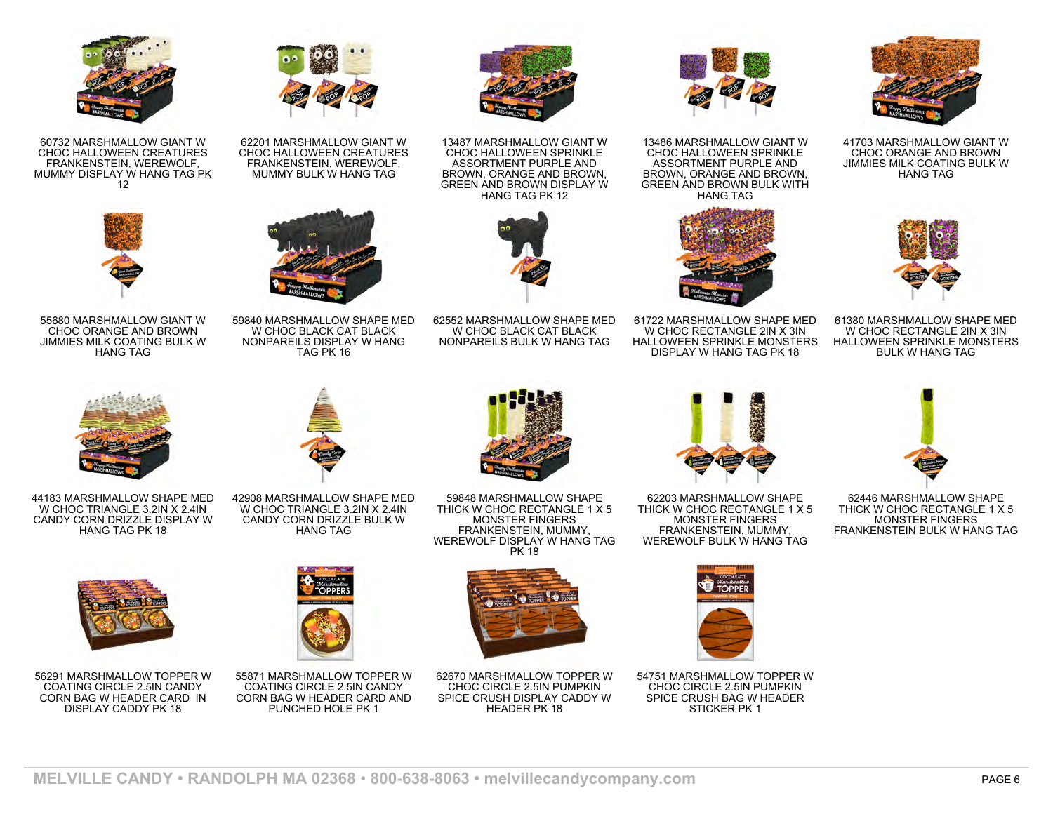60732 MARSHMALLOW GIANT W CHOC HALLOWEEN CREATURES FRANKENSTEIN, WEREWOLF, MUMMY DISPLAY W HANG TAG PK 12

62201 MARSHMALLOW GIANT W CHOC HALLOWEEN CREATURES FRANKENSTEIN, WEREWOLF, MUMMY BULK W HANG TAG

13487 MARSHMALLOW GIANT W CHOC HALLOWEEN SPRINKLE ASSORTMENT PURPLE AND BROWN, ORANGE AND BROWN, GREEN AND BROWN DISPLAY W HANG TAG PK 12

13486 MARSHMALLOW GIANT W CHOC HALLOWEEN SPRINKLE ASSORTMENT PURPLE AND BROWN, ORANGE AND BROWN, GREEN AND BROWN BULK WITH HANG TAG

41703 MARSHMALLOW GIANT W CHOC ORANGE AND BROWN JIMMIES MILK COATING BULK W HANG TAG

55680 MARSHMALLOW GIANT W CHOC ORANGE AND BROWN JIMMIES MILK COATING BULK W HANG TAG

59840 MARSHMALLOW SHAPE MED W CHOC BLACK CAT BLACK NONPAREILS DISPLAY W HANG TAG PK 16

62552 MARSHMALLOW SHAPE MED W CHOC BLACK CAT BLACK NONPAREILS BULK W HANG TAG

61722 MARSHMALLOW SHAPE MED W CHOC RECTANGLE 2IN X 3IN HALLOWEEN SPRINKLE MONSTERS DISPLAY W HANG TAG PK 18

61380 MARSHMALLOW SHAPE MED W CHOC RECTANGLE 2IN X 3IN HALLOWEEN SPRINKLE MONSTERS BULK W HANG TAG

44183 MARSHMALLOW SHAPE MED W CHOC TRIANGLE 3.2IN X 2.4IN CANDY CORN DRIZZLE DISPLAY W HANG TAG PK 18

42908 MARSHMALLOW SHAPE MED W CHOC TRIANGLE 3.2IN X 2.4IN CANDY CORN DRIZZLE BULK W HANG TAG

59848 MARSHMALLOW SHAPE THICK W CHOC RECTANGLE 1 X 5 MONSTER FINGERS FRANKENSTEIN, MUMMY, WEREWOLF DISPLAY W HANG TAG PK 18

62203 MARSHMALLOW SHAPE THICK W CHOC RECTANGLE 1 X 5 MONSTER FINGERS FRANKENSTEIN, MUMMY, WEREWOLF BULK W HANG TAG

62446 MARSHMALLOW SHAPE THICK W CHOC RECTANGLE 1 X 5 MONSTER FINGERS FRANKENSTEIN BULK W HANG TAG

56291 MARSHMALLOW TOPPER W COATING CIRCLE 2.5IN CANDY CORN BAG W HEADER CARD IN DISPLAY CADDY PK 18

55871 MARSHMALLOW TOPPER W COATING CIRCLE 2.5IN CANDY CORN BAG W HEADER CARD AND PUNCHED HOLE PK 1

62670 MARSHMALLOW TOPPER W CHOC CIRCLE 2.5IN PUMPKIN SPICE CRUSH DISPLAY CADDY W HEADER PK 18

54751 MARSHMALLOW TOPPER W CHOC CIRCLE 2.5IN PUMPKIN SPICE CRUSH BAG W HEADER STICKER PK 1

**MELVILLE CANDY • RANDOLPH MA 02368 • 800-638-8063 • melvillecandycompany.com**